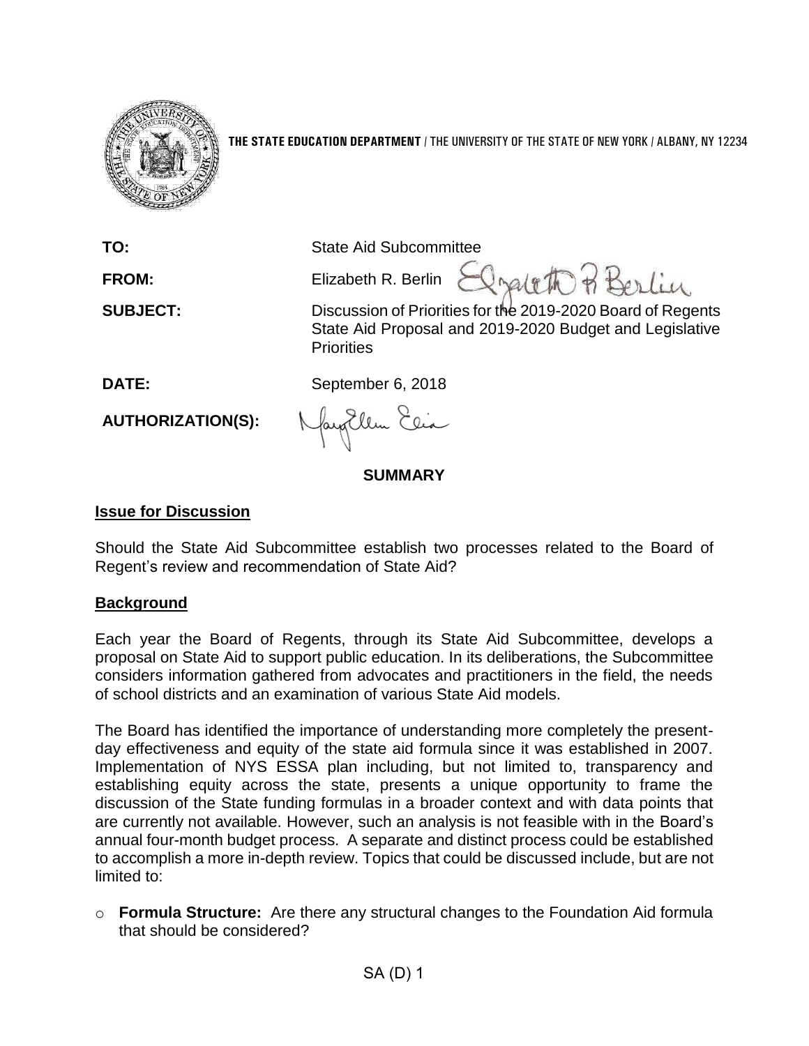**THE STATE EDUCATION DEPARTMENT** / THE UNIVERSITY OF THE STATE OF NEW YORK / ALBANY, NY 12234

| | |
|---|---|
| **TO:** | State Aid Subcommittee |
| **FROM:** | Elizabeth R. Berlin |
| **SUBJECT:** | Discussion of Priorities for the 2019-2020 Board of Regents State Aid Proposal and 2019-2020 Budget and Legislative Priorities |
| **DATE:** | September 6, 2018 |
| **AUTHORIZATION(S):** | |

## SUMMARY

### Issue for Discussion

Should the State Aid Subcommittee establish two processes related to the Board of Regent's review and recommendation of State Aid?

### Background

Each year the Board of Regents, through its State Aid Subcommittee, develops a proposal on State Aid to support public education. In its deliberations, the Subcommittee considers information gathered from advocates and practitioners in the field, the needs of school districts and an examination of various State Aid models.

The Board has identified the importance of understanding more completely the present-day effectiveness and equity of the state aid formula since it was established in 2007. Implementation of NYS ESSA plan including, but not limited to, transparency and establishing equity across the state, presents a unique opportunity to frame the discussion of the State funding formulas in a broader context and with data points that are currently not available. However, such an analysis is not feasible with in the Board's annual four-month budget process. A separate and distinct process could be established to accomplish a more in-depth review. Topics that could be discussed include, but are not limited to:

- **Formula Structure:** Are there any structural changes to the Foundation Aid formula that should be considered?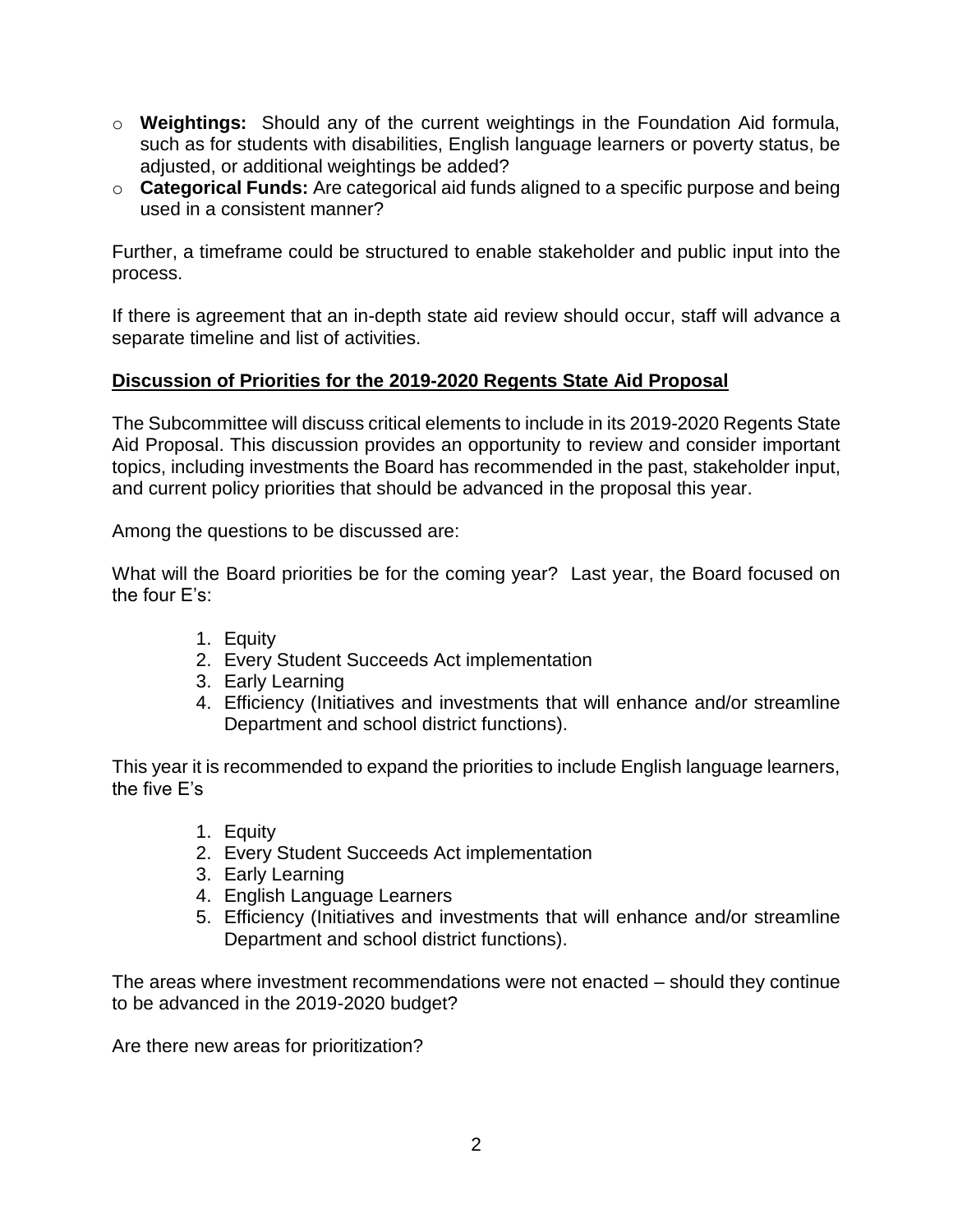- **Weightings:** Should any of the current weightings in the Foundation Aid formula, such as for students with disabilities, English language learners or poverty status, be adjusted, or additional weightings be added?
- **Categorical Funds:** Are categorical aid funds aligned to a specific purpose and being used in a consistent manner?

Further, a timeframe could be structured to enable stakeholder and public input into the process.

If there is agreement that an in-depth state aid review should occur, staff will advance a separate timeline and list of activities.

## <u>Discussion of Priorities for the 2019-2020 Regents State Aid Proposal</u>

The Subcommittee will discuss critical elements to include in its 2019-2020 Regents State Aid Proposal. This discussion provides an opportunity to review and consider important topics, including investments the Board has recommended in the past, stakeholder input, and current policy priorities that should be advanced in the proposal this year.

Among the questions to be discussed are:

What will the Board priorities be for the coming year? Last year, the Board focused on the four E's:

1. Equity
2. Every Student Succeeds Act implementation
3. Early Learning
4. Efficiency (Initiatives and investments that will enhance and/or streamline Department and school district functions).

This year it is recommended to expand the priorities to include English language learners, the five E's

1. Equity
2. Every Student Succeeds Act implementation
3. Early Learning
4. English Language Learners
5. Efficiency (Initiatives and investments that will enhance and/or streamline Department and school district functions).

The areas where investment recommendations were not enacted – should they continue to be advanced in the 2019-2020 budget?

Are there new areas for prioritization?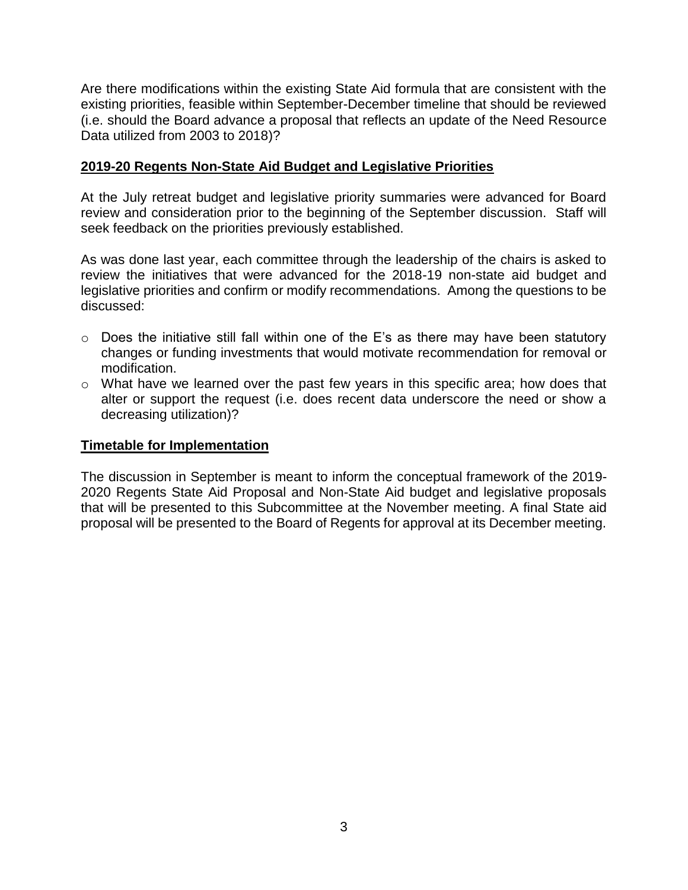Are there modifications within the existing State Aid formula that are consistent with the existing priorities, feasible within September-December timeline that should be reviewed (i.e. should the Board advance a proposal that reflects an update of the Need Resource Data utilized from 2003 to 2018)?

## 2019-20 Regents Non-State Aid Budget and Legislative Priorities

At the July retreat budget and legislative priority summaries were advanced for Board review and consideration prior to the beginning of the September discussion. Staff will seek feedback on the priorities previously established.

As was done last year, each committee through the leadership of the chairs is asked to review the initiatives that were advanced for the 2018-19 non-state aid budget and legislative priorities and confirm or modify recommendations. Among the questions to be discussed:

- Does the initiative still fall within one of the E's as there may have been statutory changes or funding investments that would motivate recommendation for removal or modification.
- What have we learned over the past few years in this specific area; how does that alter or support the request (i.e. does recent data underscore the need or show a decreasing utilization)?

## Timetable for Implementation

The discussion in September is meant to inform the conceptual framework of the 2019-2020 Regents State Aid Proposal and Non-State Aid budget and legislative proposals that will be presented to this Subcommittee at the November meeting. A final State aid proposal will be presented to the Board of Regents for approval at its December meeting.